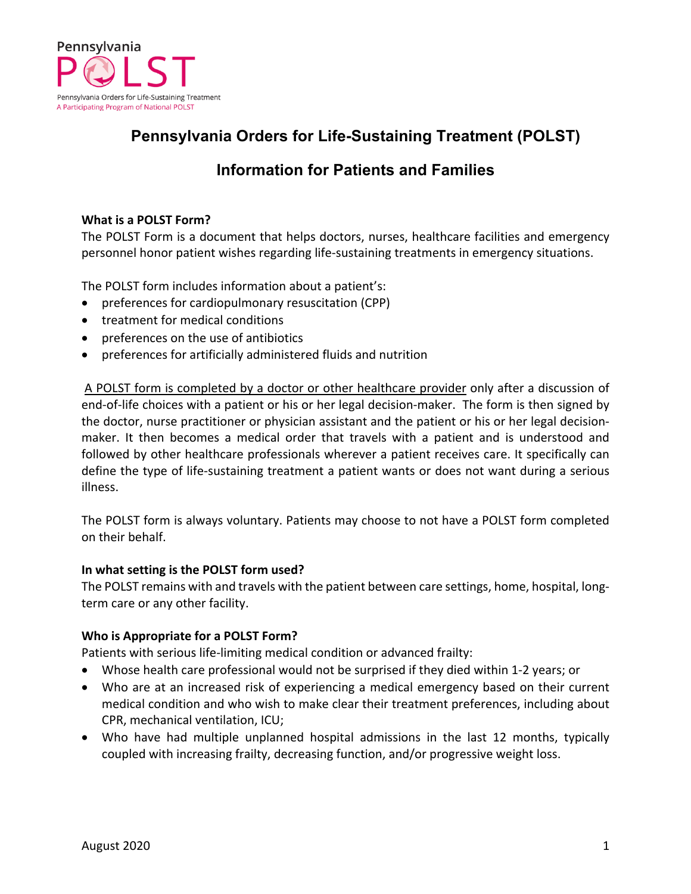Pennsylvania

POLST

Pennsylvania Orders for Life-Sustaining Treatment
A Participating Program of National POLST

# Pennsylvania Orders for Life-Sustaining Treatment (POLST)

## Information for Patients and Families

**What is a POLST Form?**
The POLST Form is a document that helps doctors, nurses, healthcare facilities and emergency personnel honor patient wishes regarding life-sustaining treatments in emergency situations.

The POLST form includes information about a patient's:

- preferences for cardiopulmonary resuscitation (CPP)
- treatment for medical conditions
- preferences on the use of antibiotics
- preferences for artificially administered fluids and nutrition

<u>A POLST form is completed by a doctor or other healthcare provider</u> only after a discussion of end-of-life choices with a patient or his or her legal decision-maker. The form is then signed by the doctor, nurse practitioner or physician assistant and the patient or his or her legal decision-maker. It then becomes a medical order that travels with a patient and is understood and followed by other healthcare professionals wherever a patient receives care. It specifically can define the type of life-sustaining treatment a patient wants or does not want during a serious illness.

The POLST form is always voluntary. Patients may choose to not have a POLST form completed on their behalf.

**In what setting is the POLST form used?**
The POLST remains with and travels with the patient between care settings, home, hospital, long-term care or any other facility.

**Who is Appropriate for a POLST Form?**
Patients with serious life-limiting medical condition or advanced frailty:

- Whose health care professional would not be surprised if they died within 1-2 years; or
- Who are at an increased risk of experiencing a medical emergency based on their current medical condition and who wish to make clear their treatment preferences, including about CPR, mechanical ventilation, ICU;
- Who have had multiple unplanned hospital admissions in the last 12 months, typically coupled with increasing frailty, decreasing function, and/or progressive weight loss.

August 2020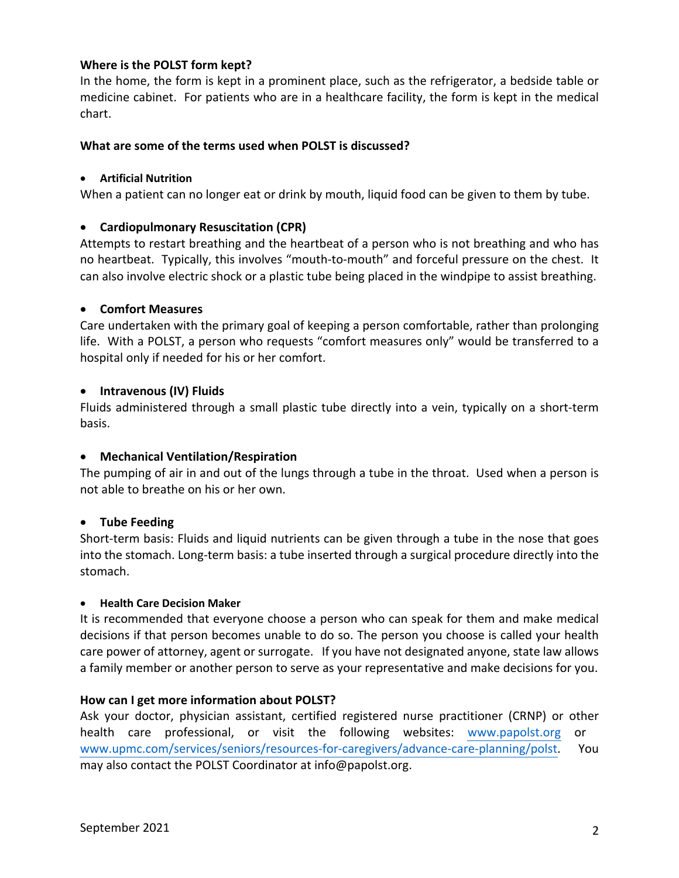**Where is the POLST form kept?**

In the home, the form is kept in a prominent place, such as the refrigerator, a bedside table or medicine cabinet. For patients who are in a healthcare facility, the form is kept in the medical chart.

**What are some of the terms used when POLST is discussed?**

- **Artificial Nutrition**

When a patient can no longer eat or drink by mouth, liquid food can be given to them by tube.

- **Cardiopulmonary Resuscitation (CPR)**

Attempts to restart breathing and the heartbeat of a person who is not breathing and who has no heartbeat. Typically, this involves "mouth-to-mouth" and forceful pressure on the chest. It can also involve electric shock or a plastic tube being placed in the windpipe to assist breathing.

- **Comfort Measures**

Care undertaken with the primary goal of keeping a person comfortable, rather than prolonging life. With a POLST, a person who requests "comfort measures only" would be transferred to a hospital only if needed for his or her comfort.

- **Intravenous (IV) Fluids**

Fluids administered through a small plastic tube directly into a vein, typically on a short-term basis.

- **Mechanical Ventilation/Respiration**

The pumping of air in and out of the lungs through a tube in the throat. Used when a person is not able to breathe on his or her own.

- **Tube Feeding**

Short-term basis: Fluids and liquid nutrients can be given through a tube in the nose that goes into the stomach. Long-term basis: a tube inserted through a surgical procedure directly into the stomach.

- **Health Care Decision Maker**

It is recommended that everyone choose a person who can speak for them and make medical decisions if that person becomes unable to do so. The person you choose is called your health care power of attorney, agent or surrogate. If you have not designated anyone, state law allows a family member or another person to serve as your representative and make decisions for you.

**How can I get more information about POLST?**

Ask your doctor, physician assistant, certified registered nurse practitioner (CRNP) or other health care professional, or visit the following websites: www.papolst.org or www.upmc.com/services/seniors/resources-for-caregivers/advance-care-planning/polst. You may also contact the POLST Coordinator at info@papolst.org.

September 2021